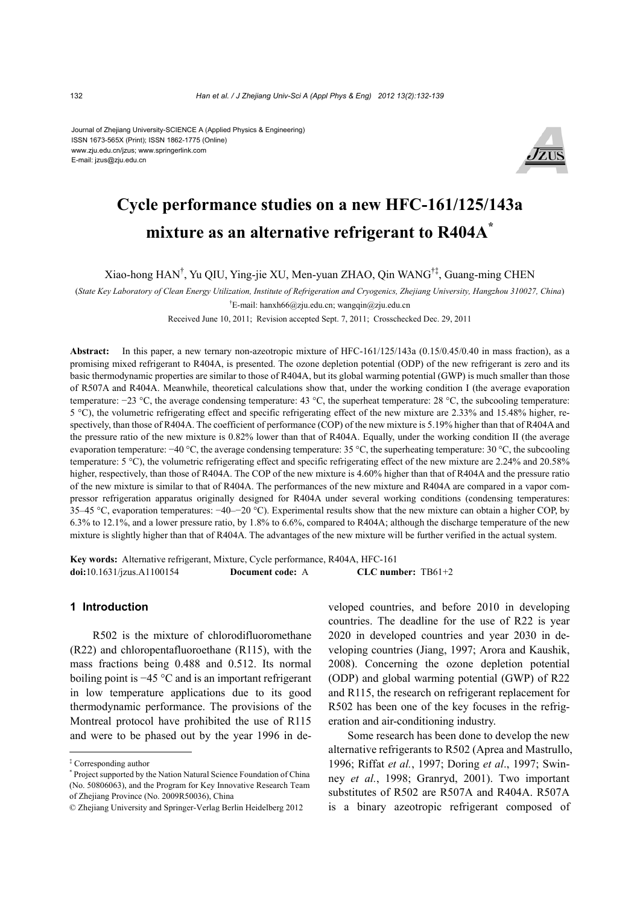Journal of Zhejiang University-SCIENCE A (Applied Physics & Engineering)
ISSN 1673-565X (Print); ISSN 1862-1775 (Online)
www.zju.edu.cn/jzus; www.springerlink.com
E-mail: jzus@zju.edu.cn

# Cycle performance studies on a new HFC-161/125/143a mixture as an alternative refrigerant to R404A*

Xiao-hong HAN†, Yu QIU, Ying-jie XU, Men-yuan ZHAO, Qin WANG†‡, Guang-ming CHEN

(*State Key Laboratory of Clean Energy Utilization, Institute of Refrigeration and Cryogenics, Zhejiang University, Hangzhou 310027, China*)

†E-mail: hanxh66@zju.edu.cn; wangqin@zju.edu.cn

Received June 10, 2011; Revision accepted Sept. 7, 2011; Crosschecked Dec. 29, 2011

**Abstract:** In this paper, a new ternary non-azeotropic mixture of HFC-161/125/143a (0.15/0.45/0.40 in mass fraction), as a promising mixed refrigerant to R404A, is presented. The ozone depletion potential (ODP) of the new refrigerant is zero and its basic thermodynamic properties are similar to those of R404A, but its global warming potential (GWP) is much smaller than those of R507A and R404A. Meanwhile, theoretical calculations show that, under the working condition I (the average evaporation temperature: −23 °C, the average condensing temperature: 43 °C, the superheat temperature: 28 °C, the subcooling temperature: 5 °C), the volumetric refrigerating effect and specific refrigerating effect of the new mixture are 2.33% and 15.48% higher, respectively, than those of R404A. The coefficient of performance (COP) of the new mixture is 5.19% higher than that of R404A and the pressure ratio of the new mixture is 0.82% lower than that of R404A. Equally, under the working condition II (the average evaporation temperature: −40 °C, the average condensing temperature: 35 °C, the superheating temperature: 30 °C, the subcooling temperature: 5 °C), the volumetric refrigerating effect and specific refrigerating effect of the new mixture are 2.24% and 20.58% higher, respectively, than those of R404A. The COP of the new mixture is 4.60% higher than that of R404A and the pressure ratio of the new mixture is similar to that of R404A. The performances of the new mixture and R404A are compared in a vapor compressor refrigeration apparatus originally designed for R404A under several working conditions (condensing temperatures: 35–45 °C, evaporation temperatures: −40–−20 °C). Experimental results show that the new mixture can obtain a higher COP, by 6.3% to 12.1%, and a lower pressure ratio, by 1.8% to 6.6%, compared to R404A; although the discharge temperature of the new mixture is slightly higher than that of R404A. The advantages of the new mixture will be further verified in the actual system.

**Key words:** Alternative refrigerant, Mixture, Cycle performance, R404A, HFC-161
**doi:**10.1631/jzus.A1100154 **Document code:** A **CLC number:** TB61+2

## 1 Introduction

R502 is the mixture of chlorodifluoromethane (R22) and chloropentafluoroethane (R115), with the mass fractions being 0.488 and 0.512. Its normal boiling point is −45 °C and is an important refrigerant in low temperature applications due to its good thermodynamic performance. The provisions of the Montreal protocol have prohibited the use of R115 and were to be phased out by the year 1996 in developed countries, and before 2010 in developing countries. The deadline for the use of R22 is year 2020 in developed countries and year 2030 in developing countries (Jiang, 1997; Arora and Kaushik, 2008). Concerning the ozone depletion potential (ODP) and global warming potential (GWP) of R22 and R115, the research on refrigerant replacement for R502 has been one of the key focuses in the refrigeration and air-conditioning industry.

Some research has been done to develop the new alternative refrigerants to R502 (Aprea and Mastrullo, 1996; Riffat *et al.*, 1997; Doring *et al.*, 1997; Swinney *et al.*, 1998; Granryd, 2001). Two important substitutes of R502 are R507A and R404A. R507A is a binary azeotropic refrigerant composed of

‡ Corresponding author

\* Project supported by the Nation Natural Science Foundation of China (No. 50806063), and the Program for Key Innovative Research Team of Zhejiang Province (No. 2009R50036), China

© Zhejiang University and Springer-Verlag Berlin Heidelberg 2012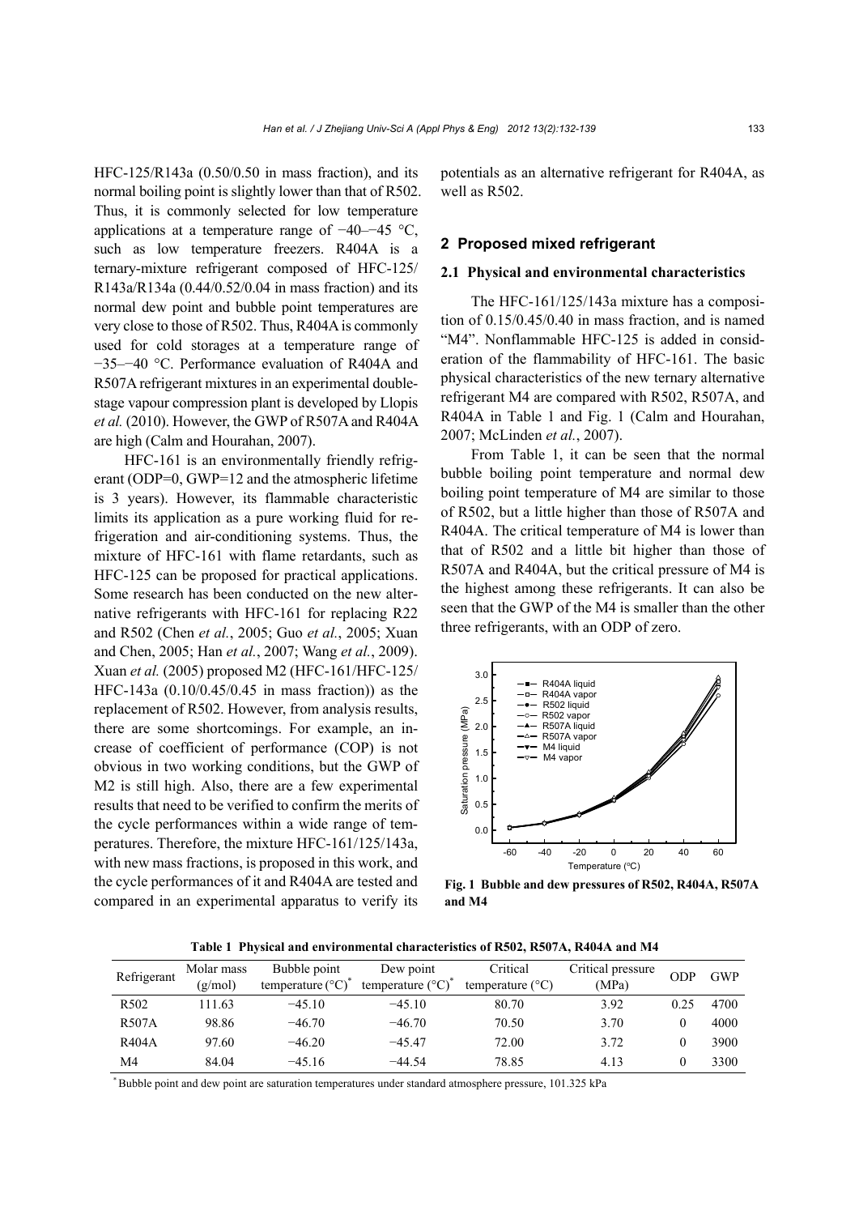HFC-125/R143a (0.50/0.50 in mass fraction), and its normal boiling point is slightly lower than that of R502. Thus, it is commonly selected for low temperature applications at a temperature range of −40–−45 °C, such as low temperature freezers. R404A is a ternary-mixture refrigerant composed of HFC-125/R143a/R134a (0.44/0.52/0.04 in mass fraction) and its normal dew point and bubble point temperatures are very close to those of R502. Thus, R404A is commonly used for cold storages at a temperature range of −35–−40 °C. Performance evaluation of R404A and R507A refrigerant mixtures in an experimental double-stage vapour compression plant is developed by Llopis *et al.* (2010). However, the GWP of R507A and R404A are high (Calm and Hourahan, 2007).

HFC-161 is an environmentally friendly refrigerant (ODP=0, GWP=12 and the atmospheric lifetime is 3 years). However, its flammable characteristic limits its application as a pure working fluid for refrigeration and air-conditioning systems. Thus, the mixture of HFC-161 with flame retardants, such as HFC-125 can be proposed for practical applications. Some research has been conducted on the new alternative refrigerants with HFC-161 for replacing R22 and R502 (Chen *et al.*, 2005; Guo *et al.*, 2005; Xuan and Chen, 2005; Han *et al.*, 2007; Wang *et al.*, 2009). Xuan *et al.* (2005) proposed M2 (HFC-161/HFC-125/HFC-143a (0.10/0.45/0.45 in mass fraction)) as the replacement of R502. However, from analysis results, there are some shortcomings. For example, an increase of coefficient of performance (COP) is not obvious in two working conditions, but the GWP of M2 is still high. Also, there are a few experimental results that need to be verified to confirm the merits of the cycle performances within a wide range of temperatures. Therefore, the mixture HFC-161/125/143a, with new mass fractions, is proposed in this work, and the cycle performances of it and R404A are tested and compared in an experimental apparatus to verify its potentials as an alternative refrigerant for R404A, as well as R502.

## 2 Proposed mixed refrigerant

### 2.1 Physical and environmental characteristics

The HFC-161/125/143a mixture has a composition of 0.15/0.45/0.40 in mass fraction, and is named "M4". Nonflammable HFC-125 is added in consideration of the flammability of HFC-161. The basic physical characteristics of the new ternary alternative refrigerant M4 are compared with R502, R507A, and R404A in Table 1 and Fig. 1 (Calm and Hourahan, 2007; McLinden *et al.*, 2007).

From Table 1, it can be seen that the normal bubble boiling point temperature and normal dew boiling point temperature of M4 are similar to those of R502, but a little higher than those of R507A and R404A. The critical temperature of M4 is lower than that of R502 and a little bit higher than those of R507A and R404A, but the critical pressure of M4 is the highest among these refrigerants. It can also be seen that the GWP of the M4 is smaller than the other three refrigerants, with an ODP of zero.

**Fig. 1 Bubble and dew pressures of R502, R404A, R507A and M4**

**Table 1 Physical and environmental characteristics of R502, R507A, R404A and M4**

| Refrigerant | Molar mass (g/mol) | Bubble point temperature (°C)* | Dew point temperature (°C)* | Critical temperature (°C) | Critical pressure (MPa) | ODP | GWP |
|---|---|---|---|---|---|---|---|
| R502 | 111.63 | −45.10 | −45.10 | 80.70 | 3.92 | 0.25 | 4700 |
| R507A | 98.86 | −46.70 | −46.70 | 70.50 | 3.70 | 0 | 4000 |
| R404A | 97.60 | −46.20 | −45.47 | 72.00 | 3.72 | 0 | 3900 |
| M4 | 84.04 | −45.16 | −44.54 | 78.85 | 4.13 | 0 | 3300 |

\* Bubble point and dew point are saturation temperatures under standard atmosphere pressure, 101.325 kPa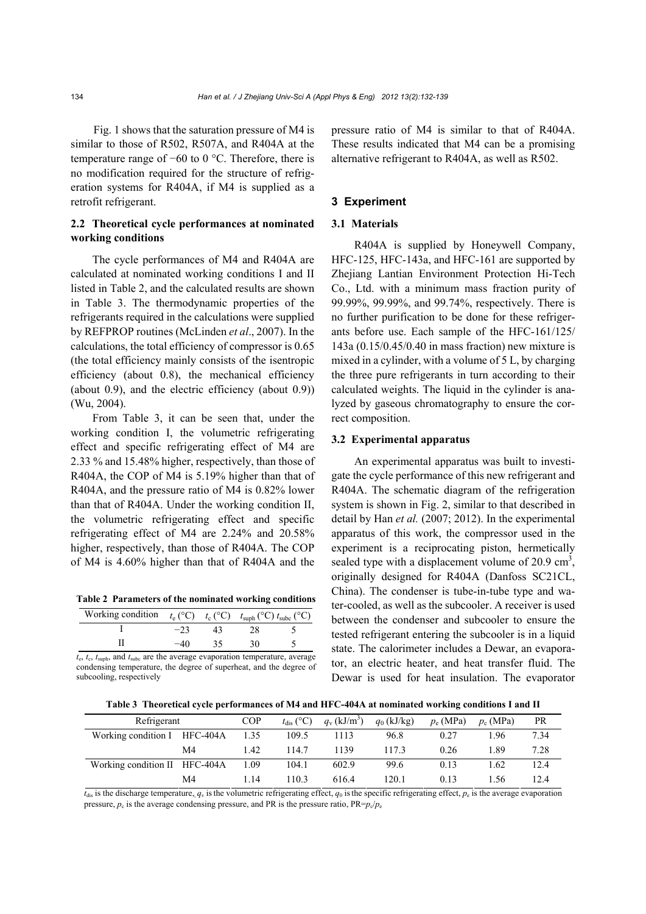Fig. 1 shows that the saturation pressure of M4 is similar to those of R502, R507A, and R404A at the temperature range of −60 to 0 °C. Therefore, there is no modification required for the structure of refrigeration systems for R404A, if M4 is supplied as a retrofit refrigerant.

### 2.2 Theoretical cycle performances at nominated working conditions

The cycle performances of M4 and R404A are calculated at nominated working conditions I and II listed in Table 2, and the calculated results are shown in Table 3. The thermodynamic properties of the refrigerants required in the calculations were supplied by REFPROP routines (McLinden *et al*., 2007). In the calculations, the total efficiency of compressor is 0.65 (the total efficiency mainly consists of the isentropic efficiency (about 0.8), the mechanical efficiency (about 0.9), and the electric efficiency (about 0.9)) (Wu, 2004).

From Table 3, it can be seen that, under the working condition I, the volumetric refrigerating effect and specific refrigerating effect of M4 are 2.33 % and 15.48% higher, respectively, than those of R404A, the COP of M4 is 5.19% higher than that of R404A, and the pressure ratio of M4 is 0.82% lower than that of R404A. Under the working condition II, the volumetric refrigerating effect and specific refrigerating effect of M4 are 2.24% and 20.58% higher, respectively, than those of R404A. The COP of M4 is 4.60% higher than that of R404A and the pressure ratio of M4 is similar to that of R404A. These results indicated that M4 can be a promising alternative refrigerant to R404A, as well as R502.

**Table 2 Parameters of the nominated working conditions**

| Working condition | $t_e$ (°C) | $t_c$ (°C) | $t_{suph}$ (°C) | $t_{subc}$ (°C) |
|---|---|---|---|---|
| I | −23 | 43 | 28 | 5 |
| II | −40 | 35 | 30 | 5 |

$t_e$, $t_c$, $t_{suph}$, and $t_{subc}$ are the average evaporation temperature, average condensing temperature, the degree of superheat, and the degree of subcooling, respectively

## 3 Experiment

### 3.1 Materials

R404A is supplied by Honeywell Company, HFC-125, HFC-143a, and HFC-161 are supported by Zhejiang Lantian Environment Protection Hi-Tech Co., Ltd. with a minimum mass fraction purity of 99.99%, 99.99%, and 99.74%, respectively. There is no further purification to be done for these refrigerants before use. Each sample of the HFC-161/125/143a (0.15/0.45/0.40 in mass fraction) new mixture is mixed in a cylinder, with a volume of 5 L, by charging the three pure refrigerants in turn according to their calculated weights. The liquid in the cylinder is analyzed by gaseous chromatography to ensure the correct composition.

### 3.2 Experimental apparatus

An experimental apparatus was built to investigate the cycle performance of this new refrigerant and R404A. The schematic diagram of the refrigeration system is shown in Fig. 2, similar to that described in detail by Han *et al.* (2007; 2012). In the experimental apparatus of this work, the compressor used in the experiment is a reciprocating piston, hermetically sealed type with a displacement volume of 20.9 $cm^3$, originally designed for R404A (Danfoss SC21CL, China). The condenser is tube-in-tube type and water-cooled, as well as the subcooler. A receiver is used between the condenser and subcooler to ensure the tested refrigerant entering the subcooler is in a liquid state. The calorimeter includes a Dewar, an evaporator, an electric heater, and heat transfer fluid. The Dewar is used for heat insulation. The evaporator

**Table 3 Theoretical cycle performances of M4 and HFC-404A at nominated working conditions I and II**

| Refrigerant | | COP | $t_{dis}$ (°C) | $q_v$ (kJ/m$^3$) | $q_0$ (kJ/kg) | $p_e$ (MPa) | $p_c$ (MPa) | PR |
|---|---|---|---|---|---|---|---|---|
| Working condition I | HFC-404A | 1.35 | 109.5 | 1113 | 96.8 | 0.27 | 1.96 | 7.34 |
| | M4 | 1.42 | 114.7 | 1139 | 117.3 | 0.26 | 1.89 | 7.28 |
| Working condition II | HFC-404A | 1.09 | 104.1 | 602.9 | 99.6 | 0.13 | 1.62 | 12.4 |
| | M4 | 1.14 | 110.3 | 616.4 | 120.1 | 0.13 | 1.56 | 12.4 |

$t_{dis}$ is the discharge temperature, $q_v$ is the volumetric refrigerating effect, $q_0$ is the specific refrigerating effect, $p_e$ is the average evaporation pressure, $p_c$ is the average condensing pressure, and PR is the pressure ratio, PR=$p_c/p_e$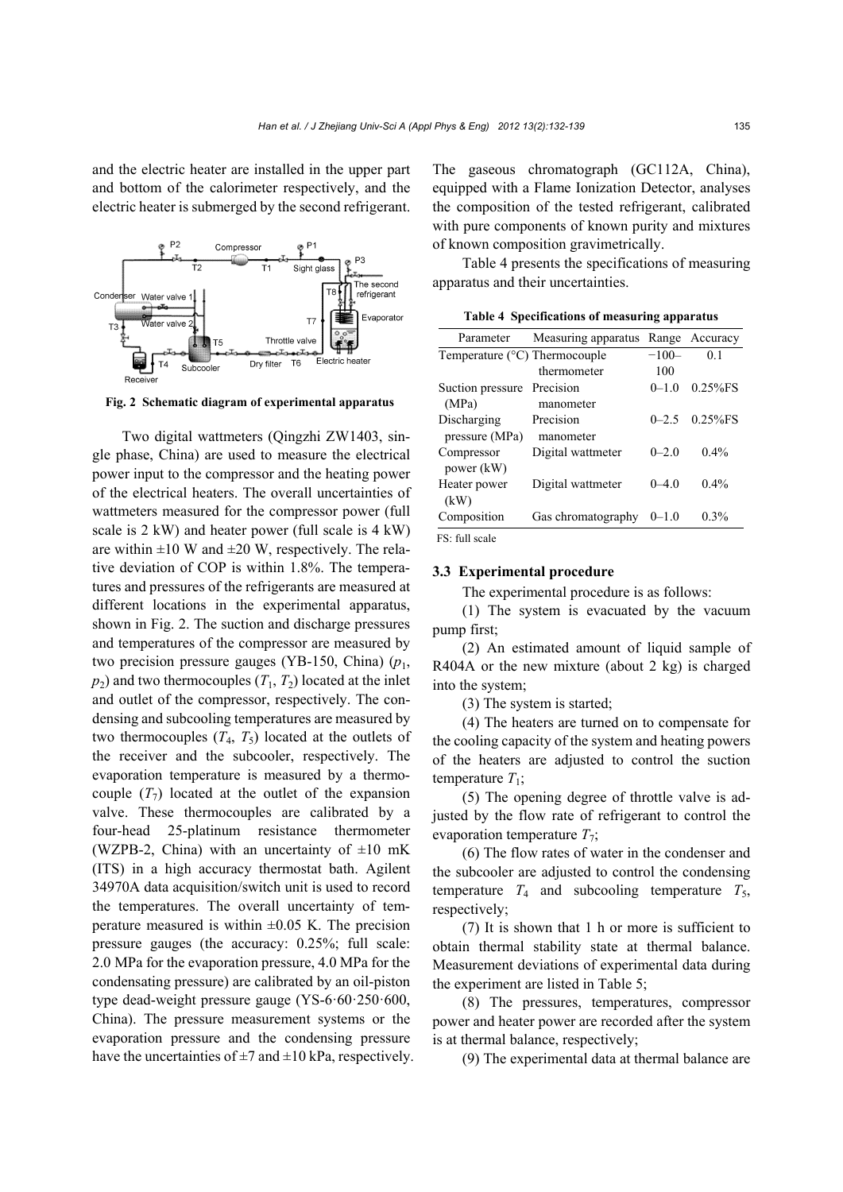and the electric heater are installed in the upper part and bottom of the calorimeter respectively, and the electric heater is submerged by the second refrigerant.

**Fig. 2 Schematic diagram of experimental apparatus**

Two digital wattmeters (Qingzhi ZW1403, single phase, China) are used to measure the electrical power input to the compressor and the heating power of the electrical heaters. The overall uncertainties of wattmeters measured for the compressor power (full scale is 2 kW) and heater power (full scale is 4 kW) are within ±10 W and ±20 W, respectively. The relative deviation of COP is within 1.8%. The temperatures and pressures of the refrigerants are measured at different locations in the experimental apparatus, shown in Fig. 2. The suction and discharge pressures and temperatures of the compressor are measured by two precision pressure gauges (YB-150, China) ($p_1$, $p_2$) and two thermocouples ($T_1$, $T_2$) located at the inlet and outlet of the compressor, respectively. The condensing and subcooling temperatures are measured by two thermocouples ($T_4$, $T_5$) located at the outlets of the receiver and the subcooler, respectively. The evaporation temperature is measured by a thermocouple ($T_7$) located at the outlet of the expansion valve. These thermocouples are calibrated by a four-head 25-platinum resistance thermometer (WZPB-2, China) with an uncertainty of ±10 mK (ITS) in a high accuracy thermostat bath. Agilent 34970A data acquisition/switch unit is used to record the temperatures. The overall uncertainty of temperature measured is within ±0.05 K. The precision pressure gauges (the accuracy: 0.25%; full scale: 2.0 MPa for the evaporation pressure, 4.0 MPa for the condensing pressure) are calibrated by an oil-piston type dead-weight pressure gauge (YS-6·60·250·600, China). The pressure measurement systems or the evaporation pressure and the condensing pressure have the uncertainties of ±7 and ±10 kPa, respectively.

The gaseous chromatograph (GC112A, China), equipped with a Flame Ionization Detector, analyses the composition of the tested refrigerant, calibrated with pure components of known purity and mixtures of known composition gravimetrically.

Table 4 presents the specifications of measuring apparatus and their uncertainties.

**Table 4 Specifications of measuring apparatus**

| Parameter | Measuring apparatus | Range | Accuracy |
|---|---|---|---|
| Temperature (°C) | Thermocouple thermometer | −100–100 | 0.1 |
| Suction pressure (MPa) | Precision manometer | 0–1.0 | 0.25%FS |
| Discharging pressure (MPa) | Precision manometer | 0–2.5 | 0.25%FS |
| Compressor power (kW) | Digital wattmeter | 0–2.0 | 0.4% |
| Heater power (kW) | Digital wattmeter | 0–4.0 | 0.4% |
| Composition | Gas chromatography | 0–1.0 | 0.3% |

FS: full scale

### 3.3 Experimental procedure

The experimental procedure is as follows:

(1) The system is evacuated by the vacuum pump first;

(2) An estimated amount of liquid sample of R404A or the new mixture (about 2 kg) is charged into the system;

(3) The system is started;

(4) The heaters are turned on to compensate for the cooling capacity of the system and heating powers of the heaters are adjusted to control the suction temperature $T_1$;

(5) The opening degree of throttle valve is adjusted by the flow rate of refrigerant to control the evaporation temperature $T_7$;

(6) The flow rates of water in the condenser and the subcooler are adjusted to control the condensing temperature $T_4$ and subcooling temperature $T_5$, respectively;

(7) It is shown that 1 h or more is sufficient to obtain thermal stability state at thermal balance. Measurement deviations of experimental data during the experiment are listed in Table 5;

(8) The pressures, temperatures, compressor power and heater power are recorded after the system is at thermal balance, respectively;

(9) The experimental data at thermal balance are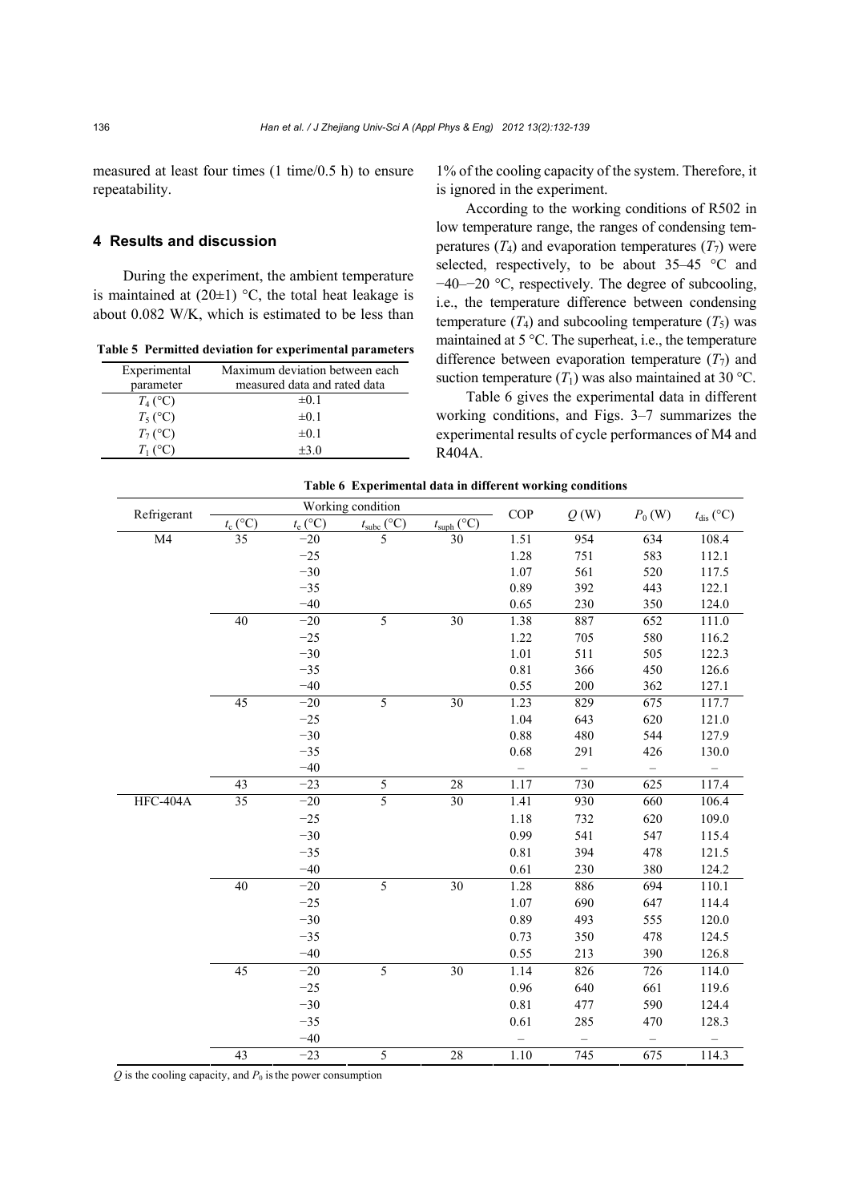measured at least four times (1 time/0.5 h) to ensure repeatability.

## 4 Results and discussion

During the experiment, the ambient temperature is maintained at (20±1) °C, the total heat leakage is about 0.082 W/K, which is estimated to be less than 1% of the cooling capacity of the system. Therefore, it is ignored in the experiment.

**Table 5 Permitted deviation for experimental parameters**

| Experimental parameter | Maximum deviation between each measured data and rated data |
|---|---|
| $T_4$ (°C) | ±0.1 |
| $T_5$ (°C) | ±0.1 |
| $T_7$ (°C) | ±0.1 |
| $T_1$ (°C) | ±3.0 |

According to the working conditions of R502 in low temperature range, the ranges of condensing temperatures ($T_4$) and evaporation temperatures ($T_7$) were selected, respectively, to be about 35–45 °C and −40–−20 °C, respectively. The degree of subcooling, i.e., the temperature difference between condensing temperature ($T_4$) and subcooling temperature ($T_5$) was maintained at 5 °C. The superheat, i.e., the temperature difference between evaporation temperature ($T_7$) and suction temperature ($T_1$) was also maintained at 30 °C.

Table 6 gives the experimental data in different working conditions, and Figs. 3–7 summarizes the experimental results of cycle performances of M4 and R404A.

**Table 6 Experimental data in different working conditions**

| Refrigerant | Working condition | | | | COP | $Q$ (W) | $P_0$ (W) | $t_{dis}$ (°C) |
|---|---|---|---|---|---|---|---|---|
| | $t_c$ (°C) | $t_e$ (°C) | $t_{subc}$ (°C) | $t_{suph}$ (°C) | | | | |
| M4 | 35 | −20 | 5 | 30 | 1.51 | 954 | 634 | 108.4 |
| | | −25 | | | 1.28 | 751 | 583 | 112.1 |
| | | −30 | | | 1.07 | 561 | 520 | 117.5 |
| | | −35 | | | 0.89 | 392 | 443 | 122.1 |
| | | −40 | | | 0.65 | 230 | 350 | 124.0 |
| | 40 | −20 | 5 | 30 | 1.38 | 887 | 652 | 111.0 |
| | | −25 | | | 1.22 | 705 | 580 | 116.2 |
| | | −30 | | | 1.01 | 511 | 505 | 122.3 |
| | | −35 | | | 0.81 | 366 | 450 | 126.6 |
| | | −40 | | | 0.55 | 200 | 362 | 127.1 |
| | 45 | −20 | 5 | 30 | 1.23 | 829 | 675 | 117.7 |
| | | −25 | | | 1.04 | 643 | 620 | 121.0 |
| | | −30 | | | 0.88 | 480 | 544 | 127.9 |
| | | −35 | | | 0.68 | 291 | 426 | 130.0 |
| | | −40 | | | – | – | – | – |
| | 43 | −23 | 5 | 28 | 1.17 | 730 | 625 | 117.4 |
| HFC-404A | 35 | −20 | 5 | 30 | 1.41 | 930 | 660 | 106.4 |
| | | −25 | | | 1.18 | 732 | 620 | 109.0 |
| | | −30 | | | 0.99 | 541 | 547 | 115.4 |
| | | −35 | | | 0.81 | 394 | 478 | 121.5 |
| | | −40 | | | 0.61 | 230 | 380 | 124.2 |
| | 40 | −20 | 5 | 30 | 1.28 | 886 | 694 | 110.1 |
| | | −25 | | | 1.07 | 690 | 647 | 114.4 |
| | | −30 | | | 0.89 | 493 | 555 | 120.0 |
| | | −35 | | | 0.73 | 350 | 478 | 124.5 |
| | | −40 | | | 0.55 | 213 | 390 | 126.8 |
| | 45 | −20 | 5 | 30 | 1.14 | 826 | 726 | 114.0 |
| | | −25 | | | 0.96 | 640 | 661 | 119.6 |
| | | −30 | | | 0.81 | 477 | 590 | 124.4 |
| | | −35 | | | 0.61 | 285 | 470 | 128.3 |
| | | −40 | | | – | – | – | – |
| | 43 | −23 | 5 | 28 | 1.10 | 745 | 675 | 114.3 |

$Q$ is the cooling capacity, and $P_0$ is the power consumption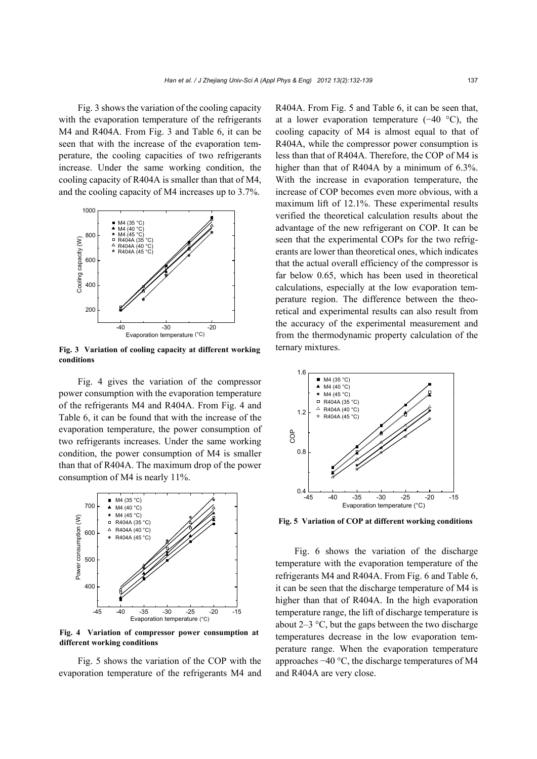Fig. 3 shows the variation of the cooling capacity with the evaporation temperature of the refrigerants M4 and R404A. From Fig. 3 and Table 6, it can be seen that with the increase of the evaporation temperature, the cooling capacities of two refrigerants increase. Under the same working condition, the cooling capacity of R404A is smaller than that of M4, and the cooling capacity of M4 increases up to 3.7%.

**Fig. 3 Variation of cooling capacity at different working conditions**

Fig. 4 gives the variation of the compressor power consumption with the evaporation temperature of the refrigerants M4 and R404A. From Fig. 4 and Table 6, it can be found that with the increase of the evaporation temperature, the power consumption of two refrigerants increases. Under the same working condition, the power consumption of M4 is smaller than that of R404A. The maximum drop of the power consumption of M4 is nearly 11%.

**Fig. 4 Variation of compressor power consumption at different working conditions**

Fig. 5 shows the variation of the COP with the evaporation temperature of the refrigerants M4 and R404A. From Fig. 5 and Table 6, it can be seen that, at a lower evaporation temperature (−40 °C), the cooling capacity of M4 is almost equal to that of R404A, while the compressor power consumption is less than that of R404A. Therefore, the COP of M4 is higher than that of R404A by a minimum of 6.3%. With the increase in evaporation temperature, the increase of COP becomes even more obvious, with a maximum lift of 12.1%. These experimental results verified the theoretical calculation results about the advantage of the new refrigerant on COP. It can be seen that the experimental COPs for the two refrigerants are lower than theoretical ones, which indicates that the actual overall efficiency of the compressor is far below 0.65, which has been used in theoretical calculations, especially at the low evaporation temperature region. The difference between the theoretical and experimental results can also result from the accuracy of the experimental measurement and from the thermodynamic property calculation of the ternary mixtures.

**Fig. 5 Variation of COP at different working conditions**

Fig. 6 shows the variation of the discharge temperature with the evaporation temperature of the refrigerants M4 and R404A. From Fig. 6 and Table 6, it can be seen that the discharge temperature of M4 is higher than that of R404A. In the high evaporation temperature range, the lift of discharge temperature is about 2–3 °C, but the gaps between the two discharge temperatures decrease in the low evaporation temperature range. When the evaporation temperature approaches −40 °C, the discharge temperatures of M4 and R404A are very close.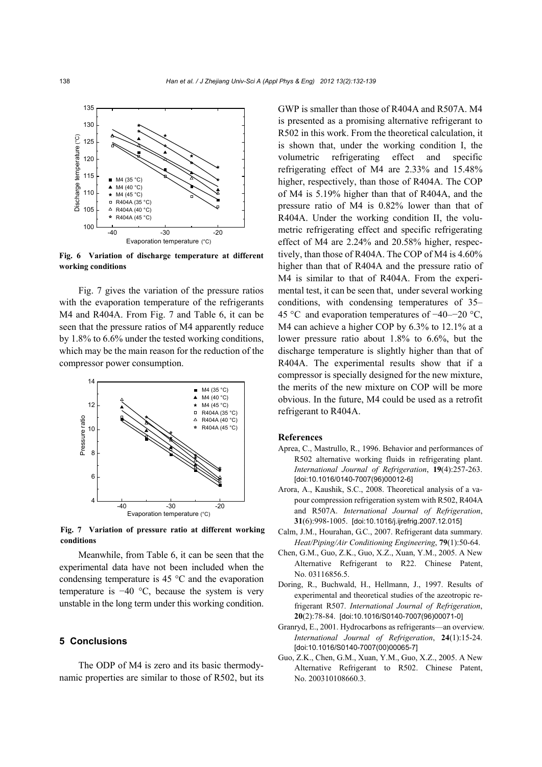Fig. 6 Variation of discharge temperature at different working conditions

Fig. 7 gives the variation of the pressure ratios with the evaporation temperature of the refrigerants M4 and R404A. From Fig. 7 and Table 6, it can be seen that the pressure ratios of M4 apparently reduce by 1.8% to 6.6% under the tested working conditions, which may be the main reason for the reduction of the compressor power consumption.

Fig. 7 Variation of pressure ratio at different working conditions

Meanwhile, from Table 6, it can be seen that the experimental data have not been included when the condensing temperature is 45 °C and the evaporation temperature is −40 °C, because the system is very unstable in the long term under this working condition.

## 5 Conclusions

The ODP of M4 is zero and its basic thermodynamic properties are similar to those of R502, but its GWP is smaller than those of R404A and R507A. M4 is presented as a promising alternative refrigerant to R502 in this work. From the theoretical calculation, it is shown that, under the working condition I, the volumetric refrigerating effect and specific refrigerating effect of M4 are 2.33% and 15.48% higher, respectively, than those of R404A. The COP of M4 is 5.19% higher than that of R404A, and the pressure ratio of M4 is 0.82% lower than that of R404A. Under the working condition II, the volumetric refrigerating effect and specific refrigerating effect of M4 are 2.24% and 20.58% higher, respectively, than those of R404A. The COP of M4 is 4.60% higher than that of R404A and the pressure ratio of M4 is similar to that of R404A. From the experimental test, it can be seen that, under several working conditions, with condensing temperatures of 35–45 °C and evaporation temperatures of −40–−20 °C, M4 can achieve a higher COP by 6.3% to 12.1% at a lower pressure ratio about 1.8% to 6.6%, but the discharge temperature is slightly higher than that of R404A. The experimental results show that if a compressor is specially designed for the new mixture, the merits of the new mixture on COP will be more obvious. In the future, M4 could be used as a retrofit refrigerant to R404A.

## References

Aprea, C., Mastrullo, R., 1996. Behavior and performances of R502 alternative working fluids in refrigerating plant. *International Journal of Refrigeration*, **19**(4):257-263. [doi:10.1016/0140-7007(96)00012-6]

Arora, A., Kaushik, S.C., 2008. Theoretical analysis of a vapour compression refrigeration system with R502, R404A and R507A. *International Journal of Refrigeration*, **31**(6):998-1005. [doi:10.1016/j.ijrefrig.2007.12.015]

Calm, J.M., Hourahan, G.C., 2007. Refrigerant data summary. *Heat/Piping/Air Conditioning Engineering*, **79**(1):50-64.

Chen, G.M., Guo, Z.K., Guo, X.Z., Xuan, Y.M., 2005. A New Alternative Refrigerant to R22. Chinese Patent, No. 03116856.5.

Doring, R., Buchwald, H., Hellmann, J., 1997. Results of experimental and theoretical studies of the azeotropic refrigerant R507. *International Journal of Refrigeration*, **20**(2):78-84. [doi:10.1016/S0140-7007(96)00071-0]

Granryd, E., 2001. Hydrocarbons as refrigerants—an overview. *International Journal of Refrigeration*, **24**(1):15-24. [doi:10.1016/S0140-7007(00)00065-7]

Guo, Z.K., Chen, G.M., Xuan, Y.M., Guo, X.Z., 2005. A New Alternative Refrigerant to R502. Chinese Patent, No. 200310108660.3.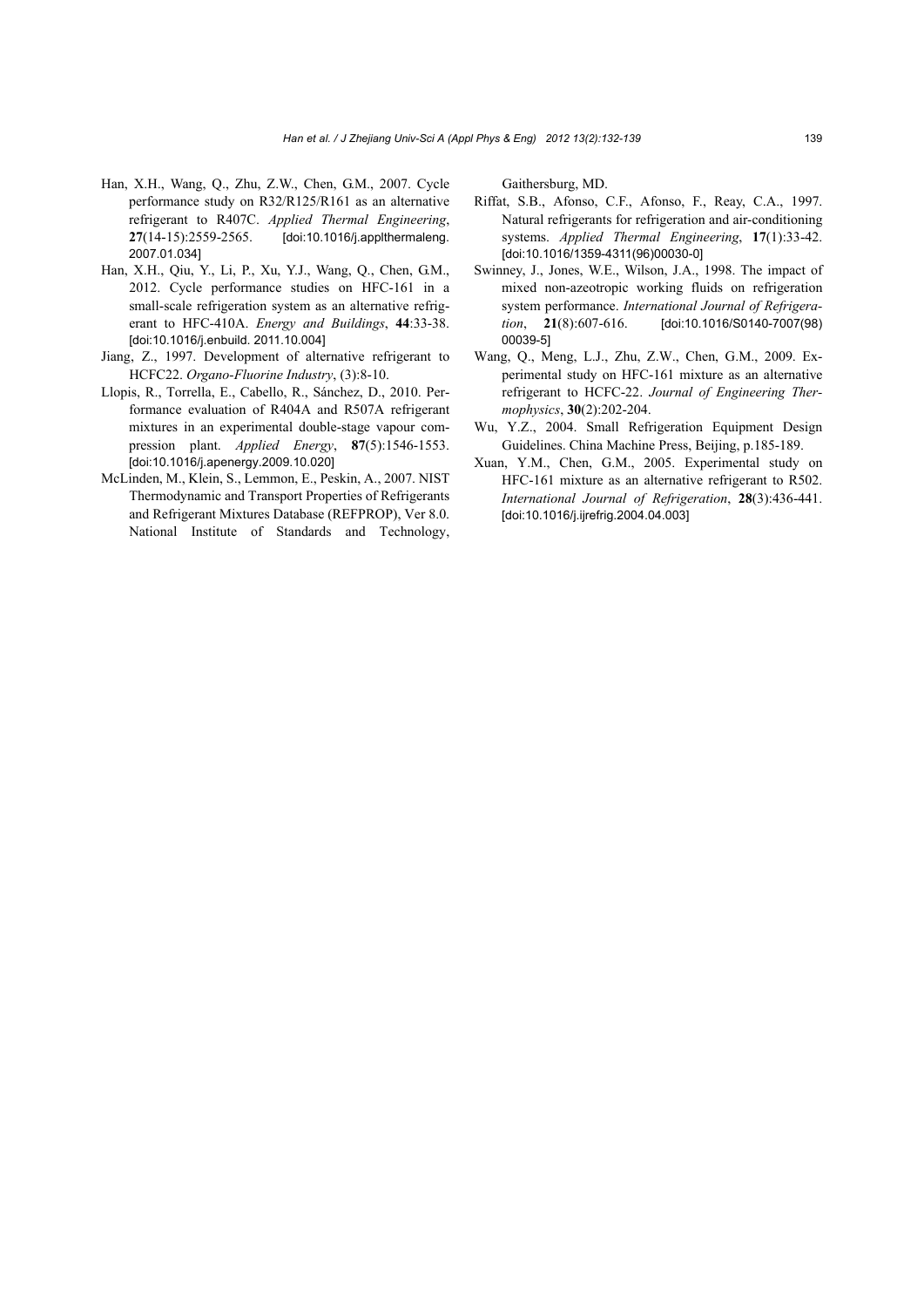Han, X.H., Wang, Q., Zhu, Z.W., Chen, G.M., 2007. Cycle performance study on R32/R125/R161 as an alternative refrigerant to R407C. *Applied Thermal Engineering*, **27**(14-15):2559-2565. [doi:10.1016/j.applthermaleng. 2007.01.034]

Han, X.H., Qiu, Y., Li, P., Xu, Y.J., Wang, Q., Chen, G.M., 2012. Cycle performance studies on HFC-161 in a small-scale refrigeration system as an alternative refrigerant to HFC-410A. *Energy and Buildings*, **44**:33-38. [doi:10.1016/j.enbuild. 2011.10.004]

Jiang, Z., 1997. Development of alternative refrigerant to HCFC22. *Organo-Fluorine Industry*, (3):8-10.

Llopis, R., Torrella, E., Cabello, R., Sánchez, D., 2010. Performance evaluation of R404A and R507A refrigerant mixtures in an experimental double-stage vapour compression plant. *Applied Energy*, **87**(5):1546-1553. [doi:10.1016/j.apenergy.2009.10.020]

McLinden, M., Klein, S., Lemmon, E., Peskin, A., 2007. NIST Thermodynamic and Transport Properties of Refrigerants and Refrigerant Mixtures Database (REFPROP), Ver 8.0. National Institute of Standards and Technology, Gaithersburg, MD.

Riffat, S.B., Afonso, C.F., Afonso, F., Reay, C.A., 1997. Natural refrigerants for refrigeration and air-conditioning systems. *Applied Thermal Engineering*, **17**(1):33-42. [doi:10.1016/1359-4311(96)00030-0]

Swinney, J., Jones, W.E., Wilson, J.A., 1998. The impact of mixed non-azeotropic working fluids on refrigeration system performance. *International Journal of Refrigeration*, **21**(8):607-616. [doi:10.1016/S0140-7007(98) 00039-5]

Wang, Q., Meng, L.J., Zhu, Z.W., Chen, G.M., 2009. Experimental study on HFC-161 mixture as an alternative refrigerant to HCFC-22. *Journal of Engineering Thermophysics*, **30**(2):202-204.

Wu, Y.Z., 2004. Small Refrigeration Equipment Design Guidelines. China Machine Press, Beijing, p.185-189.

Xuan, Y.M., Chen, G.M., 2005. Experimental study on HFC-161 mixture as an alternative refrigerant to R502. *International Journal of Refrigeration*, **28**(3):436-441. [doi:10.1016/j.ijrefrig.2004.04.003]